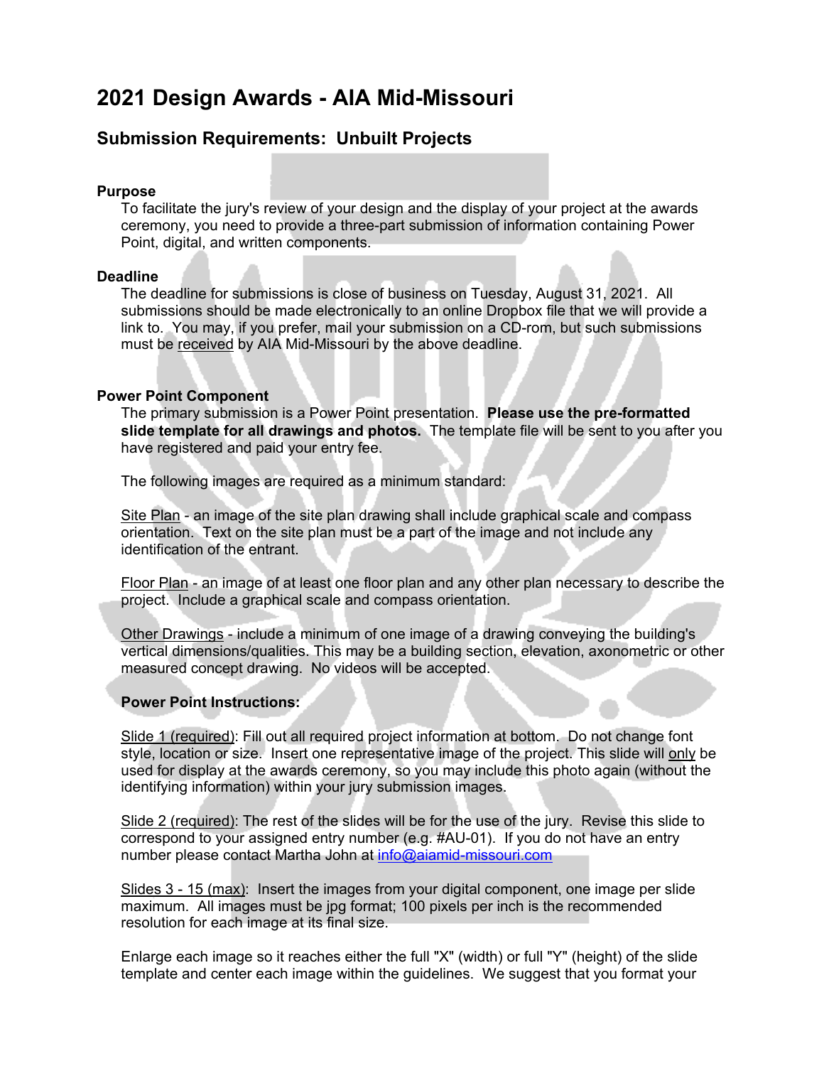# 2021 Design Awards - AIA Mid-Missouri

## Submission Requirements: Unbuilt Projects

### Purpose

To facilitate the jury's review of your design and the display of your project at the awards ceremony, you need to provide a three-part submission of information containing Power Point, digital, and written components.

### Deadline

The deadline for submissions is close of business on Tuesday, August 31, 2021. All submissions should be made electronically to an online Dropbox file that we will provide a link to. You may, if you prefer, mail your submission on a CD-rom, but such submissions must be received by AIA Mid-Missouri by the above deadline.

### Power Point Component

The primary submission is a Power Point presentation. **Please use the pre-formatted slide template for all drawings and photos.** The template file will be sent to you after you have registered and paid your entry fee.

The following images are required as a minimum standard:

Site Plan - an image of the site plan drawing shall include graphical scale and compass orientation. Text on the site plan must be a part of the image and not include any identification of the entrant.

Floor Plan - an image of at least one floor plan and any other plan necessary to describe the project. Include a graphical scale and compass orientation.

Other Drawings - include a minimum of one image of a drawing conveying the building's vertical dimensions/qualities. This may be a building section, elevation, axonometric or other measured concept drawing. No videos will be accepted.

**Power Point Instructions:**

Slide 1 (required): Fill out all required project information at bottom. Do not change font style, location or size. Insert one representative image of the project. This slide will only be used for display at the awards ceremony, so you may include this photo again (without the identifying information) within your jury submission images.

Slide 2 (required): The rest of the slides will be for the use of the jury. Revise this slide to correspond to your assigned entry number (e.g. #AU-01). If you do not have an entry number please contact Martha John at info@aiamid-missouri.com

Slides 3 - 15 (max): Insert the images from your digital component, one image per slide maximum. All images must be jpg format; 100 pixels per inch is the recommended resolution for each image at its final size.

Enlarge each image so it reaches either the full "X" (width) or full "Y" (height) of the slide template and center each image within the guidelines. We suggest that you format your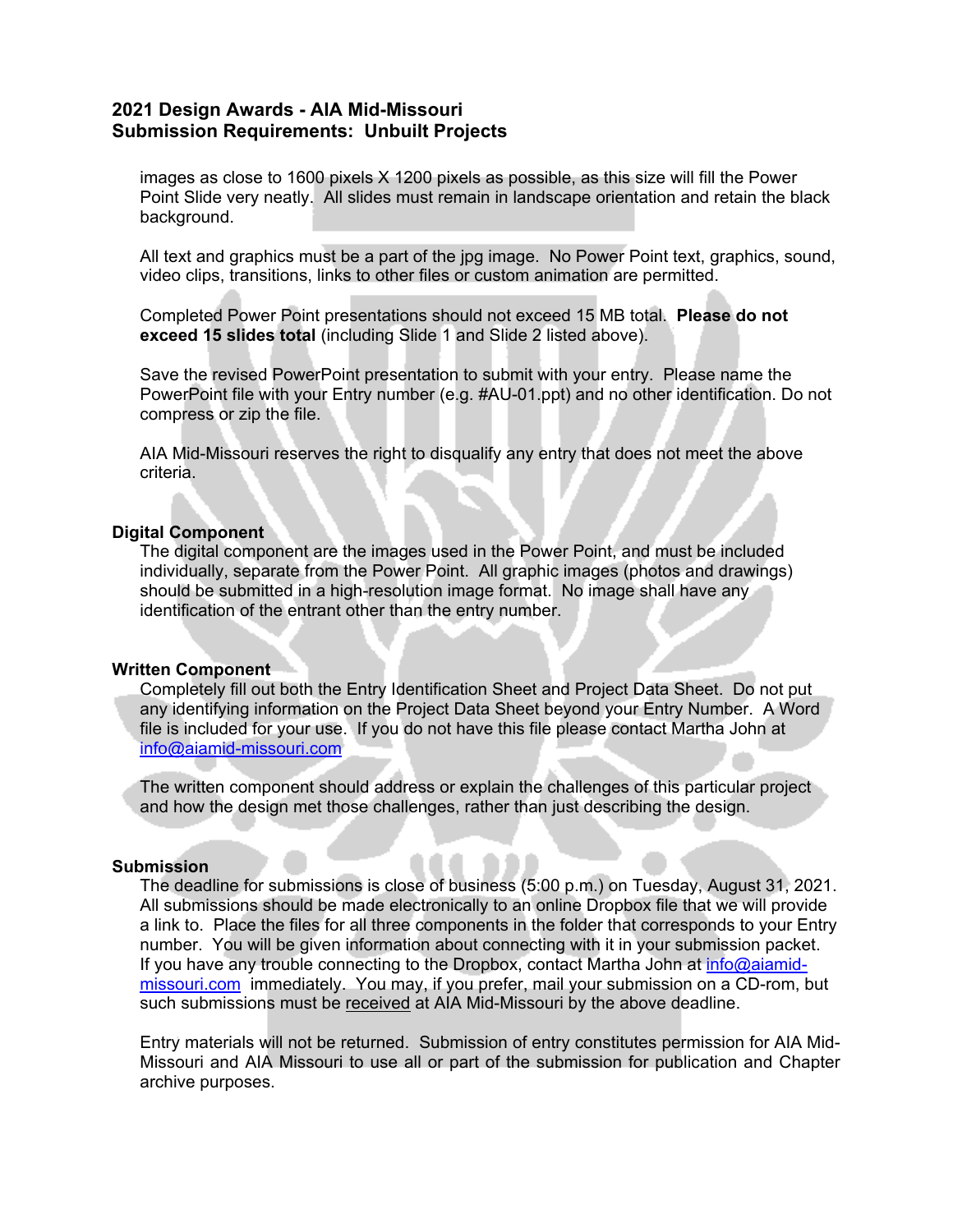**2021 Design Awards - AIA Mid-Missouri**
**Submission Requirements: Unbuilt Projects**

images as close to 1600 pixels X 1200 pixels as possible, as this size will fill the Power Point Slide very neatly. All slides must remain in landscape orientation and retain the black background.

All text and graphics must be a part of the jpg image. No Power Point text, graphics, sound, video clips, transitions, links to other files or custom animation are permitted.

Completed Power Point presentations should not exceed 15 MB total. **Please do not exceed 15 slides total** (including Slide 1 and Slide 2 listed above).

Save the revised PowerPoint presentation to submit with your entry. Please name the PowerPoint file with your Entry number (e.g. #AU-01.ppt) and no other identification. Do not compress or zip the file.

AIA Mid-Missouri reserves the right to disqualify any entry that does not meet the above criteria.

**Digital Component**

The digital component are the images used in the Power Point, and must be included individually, separate from the Power Point. All graphic images (photos and drawings) should be submitted in a high-resolution image format. No image shall have any identification of the entrant other than the entry number.

**Written Component**

Completely fill out both the Entry Identification Sheet and Project Data Sheet. Do not put any identifying information on the Project Data Sheet beyond your Entry Number. A Word file is included for your use. If you do not have this file please contact Martha John at info@aiamid-missouri.com

The written component should address or explain the challenges of this particular project and how the design met those challenges, rather than just describing the design.

**Submission**

The deadline for submissions is close of business (5:00 p.m.) on Tuesday, August 31, 2021. All submissions should be made electronically to an online Dropbox file that we will provide a link to. Place the files for all three components in the folder that corresponds to your Entry number. You will be given information about connecting with it in your submission packet. If you have any trouble connecting to the Dropbox, contact Martha John at info@aiamid-missouri.com immediately. You may, if you prefer, mail your submission on a CD-rom, but such submissions must be received at AIA Mid-Missouri by the above deadline.

Entry materials will not be returned. Submission of entry constitutes permission for AIA Mid-Missouri and AIA Missouri to use all or part of the submission for publication and Chapter archive purposes.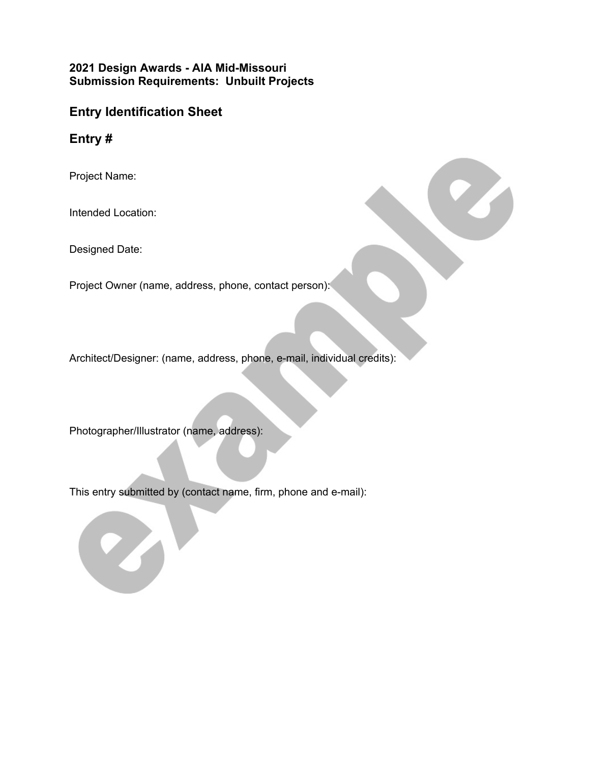**2021 Design Awards - AIA Mid-Missouri**
**Submission Requirements: Unbuilt Projects**

## Entry Identification Sheet

## Entry #

Project Name:

Intended Location:

Designed Date:

Project Owner (name, address, phone, contact person):

Architect/Designer: (name, address, phone, e-mail, individual credits):

Photographer/Illustrator (name, address):

This entry submitted by (contact name, firm, phone and e-mail):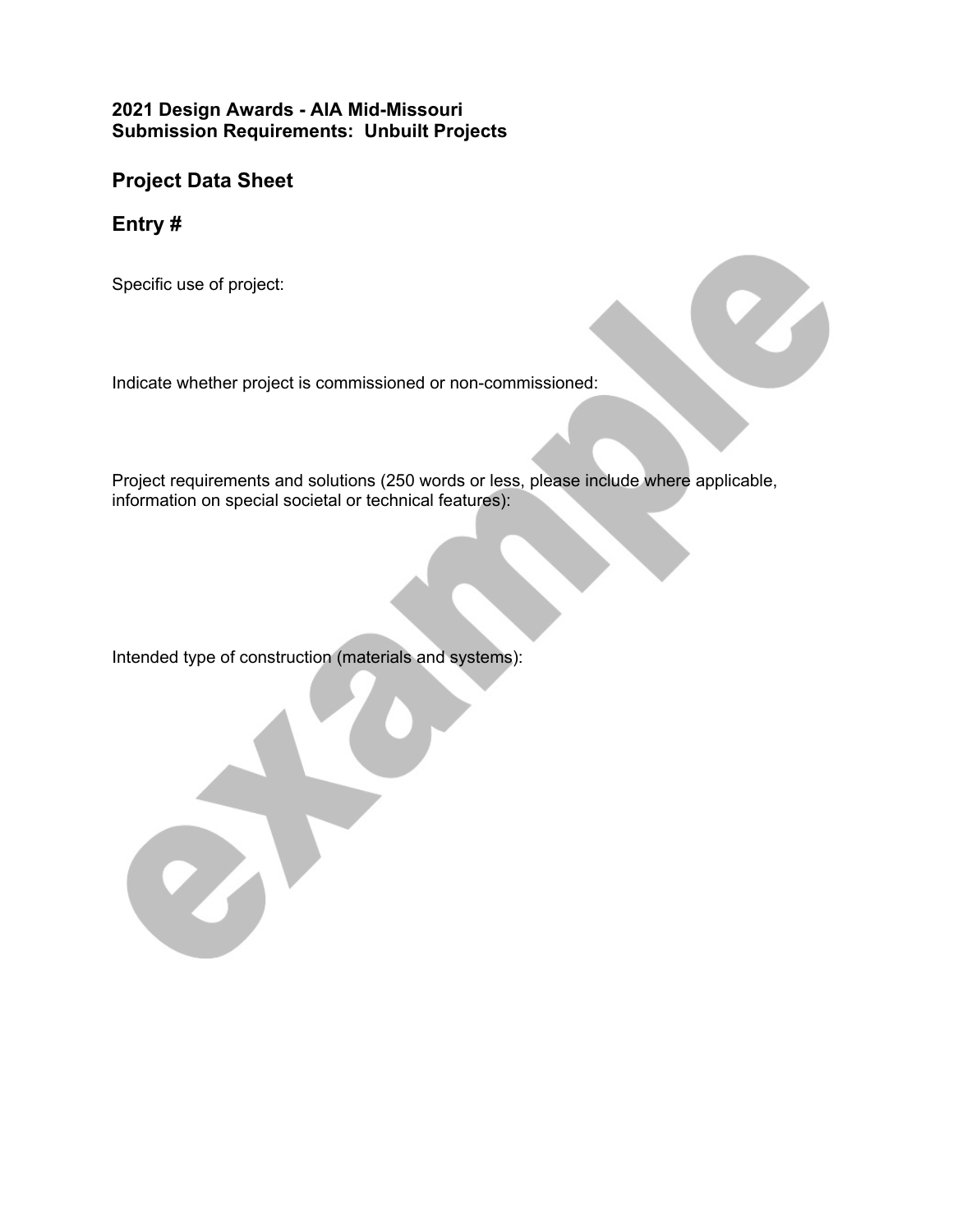**2021 Design Awards - AIA Mid-Missouri**
**Submission Requirements: Unbuilt Projects**

## Project Data Sheet

## Entry #

Specific use of project:

Indicate whether project is commissioned or non-commissioned:

Project requirements and solutions (250 words or less, please include where applicable, information on special societal or technical features):

Intended type of construction (materials and systems):